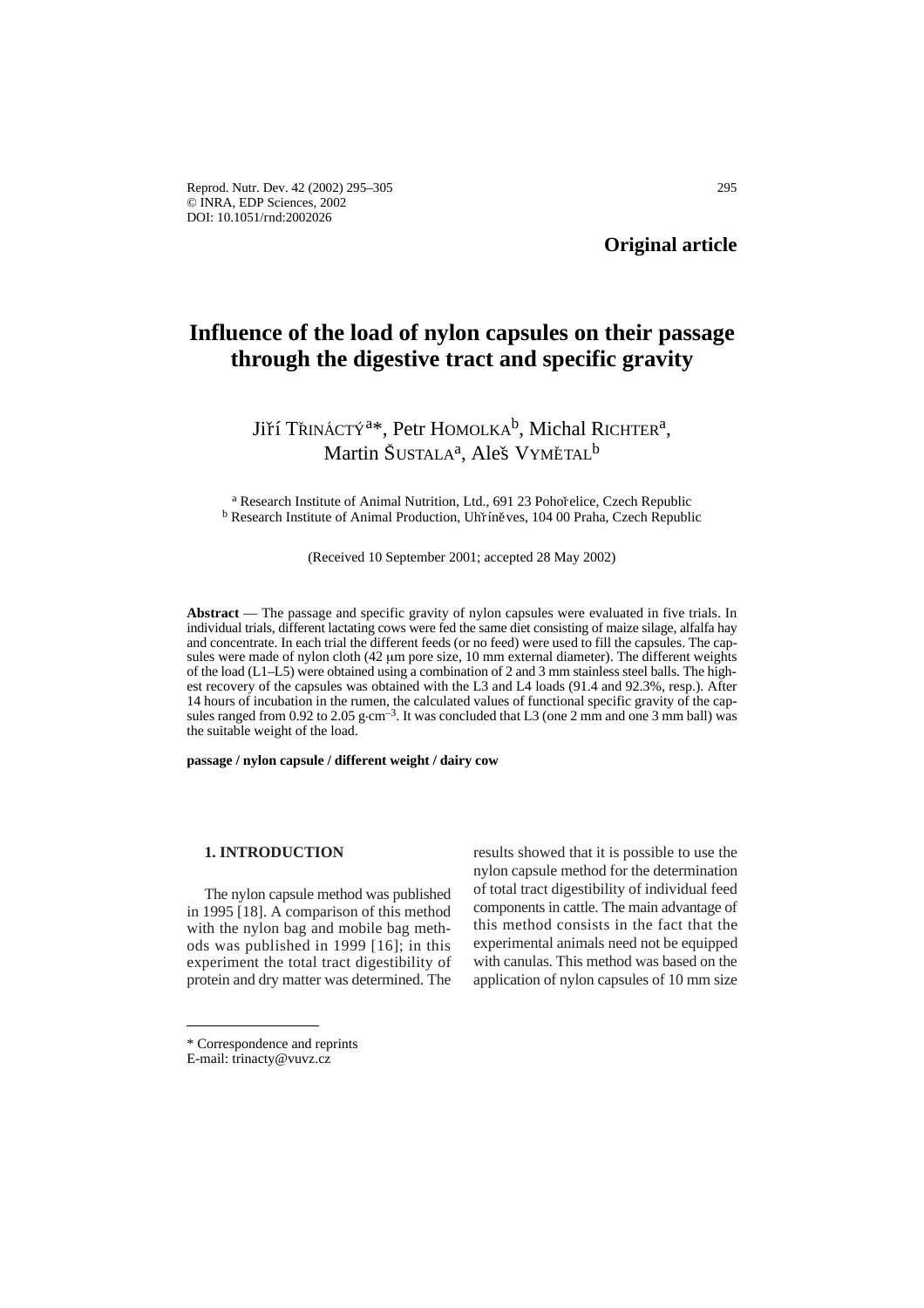**Original article**

# Influence of the load of nylon capsules on their passage through the digestive tract and specific gravity

Jiří TŘINÁCTÝ[a]*, Petr HOMOLKA[b], Michal RICHTER[a], Martin ŠUSTALA[a], Aleš VYMĚTAL[b]

[a] Research Institute of Animal Nutrition, Ltd., 691 23 Pohořelice, Czech Republic
[b] Research Institute of Animal Production, Uhříněves, 104 00 Praha, Czech Republic

(Received 10 September 2001; accepted 28 May 2002)

**Abstract** — The passage and specific gravity of nylon capsules were evaluated in five trials. In individual trials, different lactating cows were fed the same diet consisting of maize silage, alfalfa hay and concentrate. In each trial the different feeds (or no feed) were used to fill the capsules. The capsules were made of nylon cloth (42 μm pore size, 10 mm external diameter). The different weights of the load (L1–L5) were obtained using a combination of 2 and 3 mm stainless steel balls. The highest recovery of the capsules was obtained with the L3 and L4 loads (91.4 and 92.3%, resp.). After 14 hours of incubation in the rumen, the calculated values of functional specific gravity of the capsules ranged from 0.92 to 2.05 g·cm$^{-3}$. It was concluded that L3 (one 2 mm and one 3 mm ball) was the suitable weight of the load.

**passage / nylon capsule / different weight / dairy cow**

## 1. INTRODUCTION

The nylon capsule method was published in 1995 [18]. A comparison of this method with the nylon bag and mobile bag methods was published in 1999 [16]; in this experiment the total tract digestibility of protein and dry matter was determined. The results showed that it is possible to use the nylon capsule method for the determination of total tract digestibility of individual feed components in cattle. The main advantage of this method consists in the fact that the experimental animals need not be equipped with canulas. This method was based on the application of nylon capsules of 10 mm size

\* Correspondence and reprints
E-mail: trinacty@vuvz.cz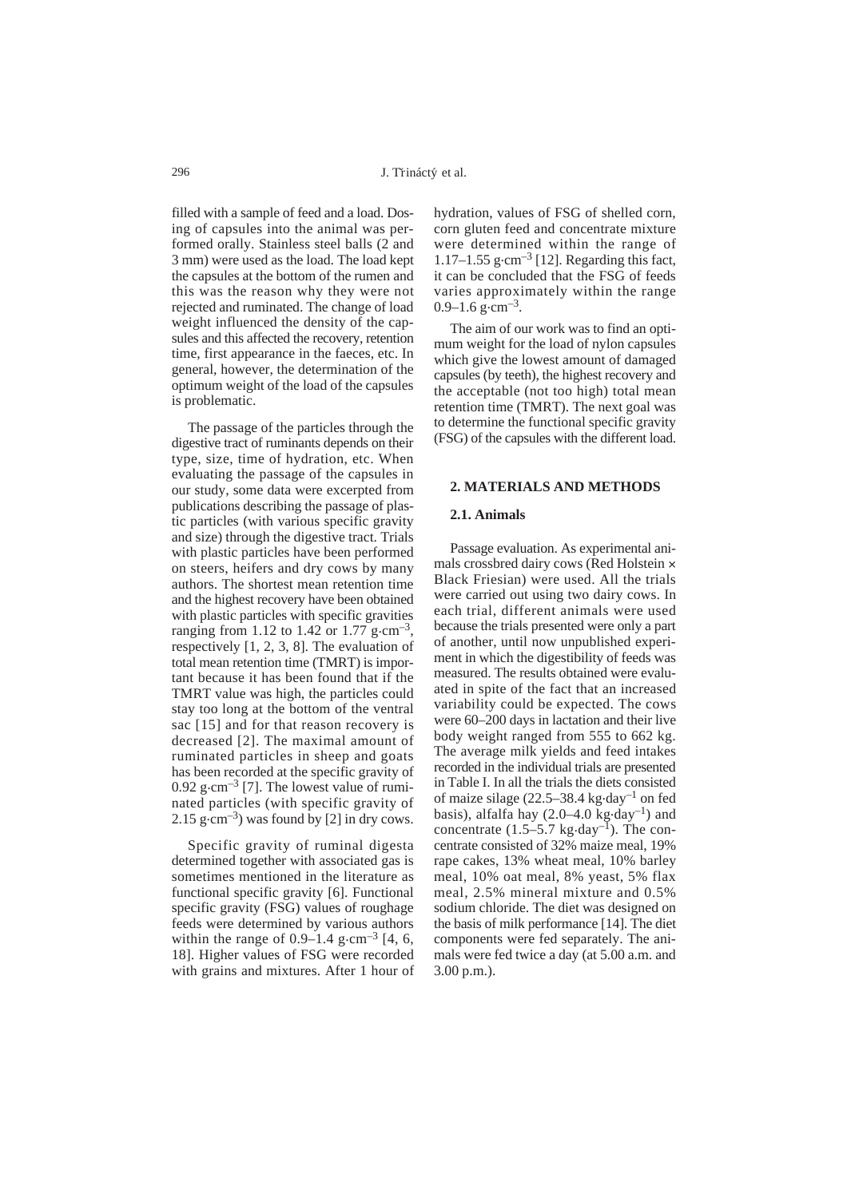filled with a sample of feed and a load. Dosing of capsules into the animal was performed orally. Stainless steel balls (2 and 3 mm) were used as the load. The load kept the capsules at the bottom of the rumen and this was the reason why they were not rejected and ruminated. The change of load weight influenced the density of the capsules and this affected the recovery, retention time, first appearance in the faeces, etc. In general, however, the determination of the optimum weight of the load of the capsules is problematic.

The passage of the particles through the digestive tract of ruminants depends on their type, size, time of hydration, etc. When evaluating the passage of the capsules in our study, some data were excerpted from publications describing the passage of plastic particles (with various specific gravity and size) through the digestive tract. Trials with plastic particles have been performed on steers, heifers and dry cows by many authors. The shortest mean retention time and the highest recovery have been obtained with plastic particles with specific gravities ranging from 1.12 to 1.42 or 1.77 $g \cdot cm^{-3}$, respectively [1, 2, 3, 8]. The evaluation of total mean retention time (TMRT) is important because it has been found that if the TMRT value was high, the particles could stay too long at the bottom of the ventral sac [15] and for that reason recovery is decreased [2]. The maximal amount of ruminated particles in sheep and goats has been recorded at the specific gravity of 0.92 $g \cdot cm^{-3}$ [7]. The lowest value of ruminated particles (with specific gravity of 2.15 $g \cdot cm^{-3}$) was found by [2] in dry cows.

Specific gravity of ruminal digesta determined together with associated gas is sometimes mentioned in the literature as functional specific gravity [6]. Functional specific gravity (FSG) values of roughage feeds were determined by various authors within the range of 0.9–1.4 $g \cdot cm^{-3}$ [4, 6, 18]. Higher values of FSG were recorded with grains and mixtures. After 1 hour of hydration, values of FSG of shelled corn, corn gluten feed and concentrate mixture were determined within the range of 1.17–1.55 $g \cdot cm^{-3}$ [12]. Regarding this fact, it can be concluded that the FSG of feeds varies approximately within the range 0.9–1.6 $g \cdot cm^{-3}$.

The aim of our work was to find an optimum weight for the load of nylon capsules which give the lowest amount of damaged capsules (by teeth), the highest recovery and the acceptable (not too high) total mean retention time (TMRT). The next goal was to determine the functional specific gravity (FSG) of the capsules with the different load.

## 2. MATERIALS AND METHODS

### 2.1. Animals

Passage evaluation. As experimental animals crossbred dairy cows (Red Holstein × Black Friesian) were used. All the trials were carried out using two dairy cows. In each trial, different animals were used because the trials presented were only a part of another, until now unpublished experiment in which the digestibility of feeds was measured. The results obtained were evaluated in spite of the fact that an increased variability could be expected. The cows were 60–200 days in lactation and their live body weight ranged from 555 to 662 kg. The average milk yields and feed intakes recorded in the individual trials are presented in Table I. In all the trials the diets consisted of maize silage (22.5–38.4 $kg \cdot day^{-1}$ on fed basis), alfalfa hay (2.0–4.0 $kg \cdot day^{-1}$) and concentrate (1.5–5.7 $kg \cdot day^{-1}$). The concentrate consisted of 32% maize meal, 19% rape cakes, 13% wheat meal, 10% barley meal, 10% oat meal, 8% yeast, 5% flax meal, 2.5% mineral mixture and 0.5% sodium chloride. The diet was designed on the basis of milk performance [14]. The diet components were fed separately. The animals were fed twice a day (at 5.00 a.m. and 3.00 p.m.).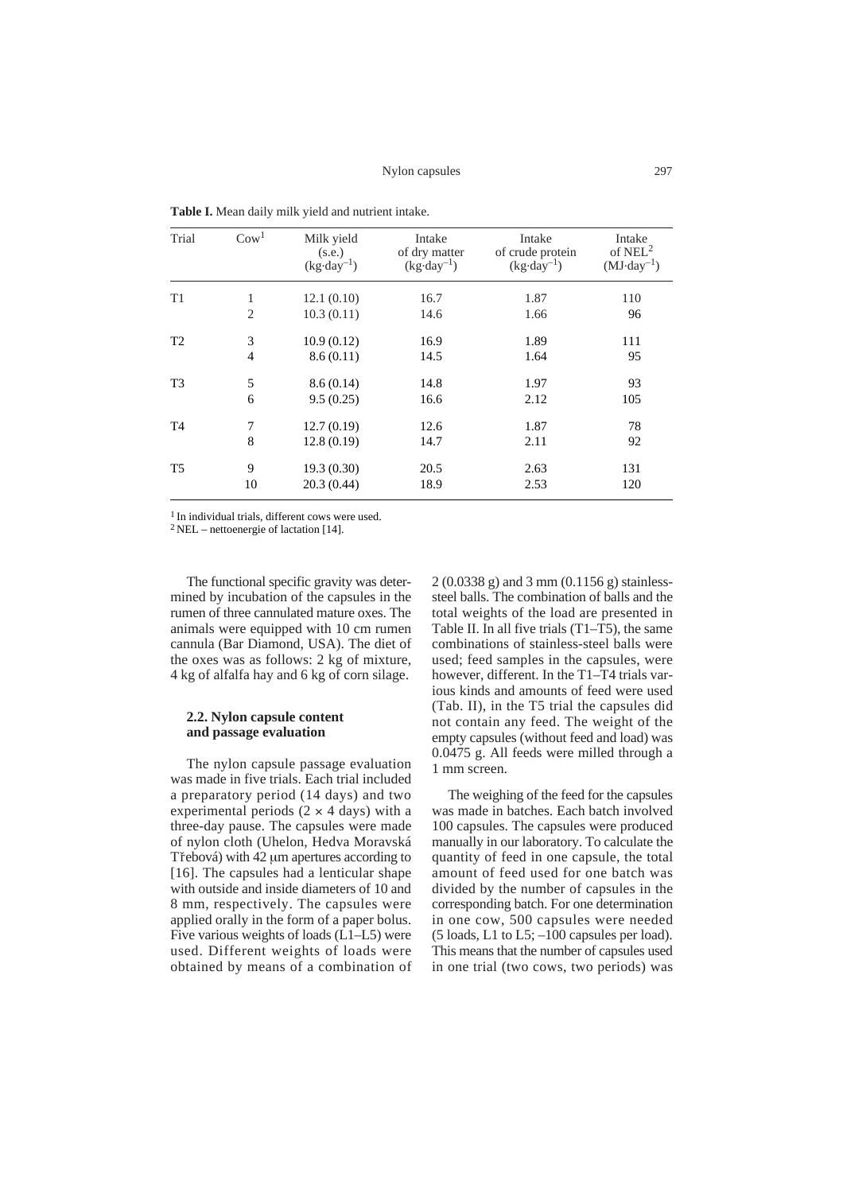**Table I.** Mean daily milk yield and nutrient intake.

| Trial | Cow[1] | Milk yield (s.e.) ($kg \cdot day^{-1}$) | Intake of dry matter ($kg \cdot day^{-1}$) | Intake of crude protein ($kg \cdot day^{-1}$) | Intake of NEL[2] ($MJ \cdot day^{-1}$) |
|---|---|---|---|---|---|
| T1 | 1 | 12.1 (0.10) | 16.7 | 1.87 | 110 |
| | 2 | 10.3 (0.11) | 14.6 | 1.66 | 96 |
| T2 | 3 | 10.9 (0.12) | 16.9 | 1.89 | 111 |
| | 4 | 8.6 (0.11) | 14.5 | 1.64 | 95 |
| T3 | 5 | 8.6 (0.14) | 14.8 | 1.97 | 93 |
| | 6 | 9.5 (0.25) | 16.6 | 2.12 | 105 |
| T4 | 7 | 12.7 (0.19) | 12.6 | 1.87 | 78 |
| | 8 | 12.8 (0.19) | 14.7 | 2.11 | 92 |
| T5 | 9 | 19.3 (0.30) | 20.5 | 2.63 | 131 |
| | 10 | 20.3 (0.44) | 18.9 | 2.53 | 120 |

[1] In individual trials, different cows were used.
[2] NEL – nettoenergie of lactation [14].

The functional specific gravity was determined by incubation of the capsules in the rumen of three cannulated mature oxes. The animals were equipped with 10 cm rumen cannula (Bar Diamond, USA). The diet of the oxes was as follows: 2 kg of mixture, 4 kg of alfalfa hay and 6 kg of corn silage.

### 2.2. Nylon capsule content and passage evaluation

The nylon capsule passage evaluation was made in five trials. Each trial included a preparatory period (14 days) and two experimental periods ($2 \times 4$ days) with a three-day pause. The capsules were made of nylon cloth (Uhelon, Hedva Moravská Třebová) with 42 μm apertures according to [16]. The capsules had a lenticular shape with outside and inside diameters of 10 and 8 mm, respectively. The capsules were applied orally in the form of a paper bolus. Five various weights of loads (L1–L5) were used. Different weights of loads were obtained by means of a combination of 2 (0.0338 g) and 3 mm (0.1156 g) stainless-steel balls. The combination of balls and the total weights of the load are presented in Table II. In all five trials (T1–T5), the same combinations of stainless-steel balls were used; feed samples in the capsules, were however, different. In the T1–T4 trials various kinds and amounts of feed were used (Tab. II), in the T5 trial the capsules did not contain any feed. The weight of the empty capsules (without feed and load) was 0.0475 g. All feeds were milled through a 1 mm screen.

The weighing of the feed for the capsules was made in batches. Each batch involved 100 capsules. The capsules were produced manually in our laboratory. To calculate the quantity of feed in one capsule, the total amount of feed used for one batch was divided by the number of capsules in the corresponding batch. For one determination in one cow, 500 capsules were needed (5 loads, L1 to L5; –100 capsules per load). This means that the number of capsules used in one trial (two cows, two periods) was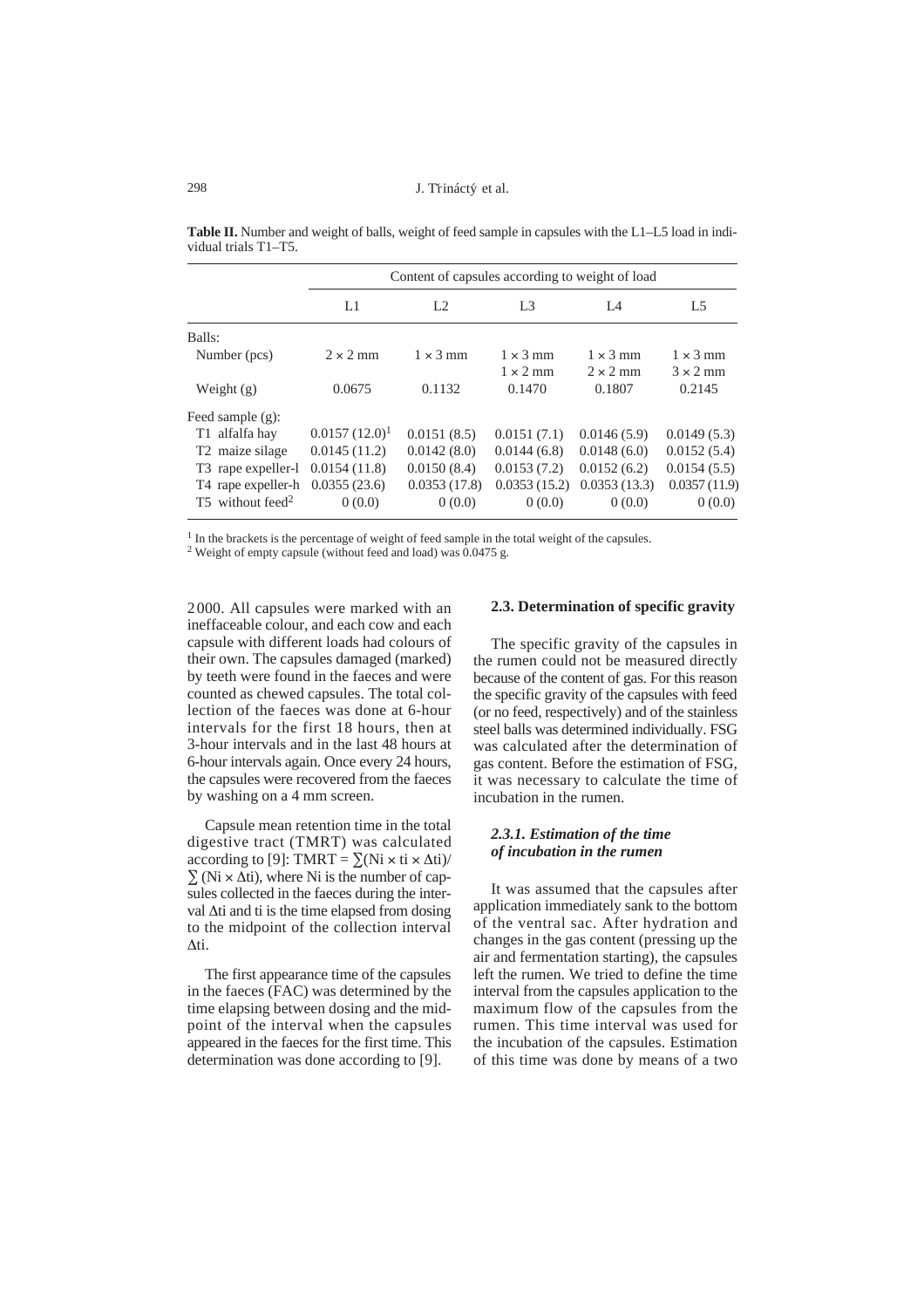**Table II.** Number and weight of balls, weight of feed sample in capsules with the L1–L5 load in individual trials T1–T5.

| | Content of capsules according to weight of load | | | | |
|---|---|---|---|---|---|
| | L1 | L2 | L3 | L4 | L5 |
| Balls: | | | | | |
| Number (pcs) | 2 × 2 mm | 1 × 3 mm | 1 × 3 mm<br>1 × 2 mm | 1 × 3 mm<br>2 × 2 mm | 1 × 3 mm<br>3 × 2 mm |
| Weight (g) | 0.0675 | 0.1132 | 0.1470 | 0.1807 | 0.2145 |
| Feed sample (g): | | | | | |
| T1 alfalfa hay | 0.0157 (12.0)[1] | 0.0151 (8.5) | 0.0151 (7.1) | 0.0146 (5.9) | 0.0149 (5.3) |
| T2 maize silage | 0.0145 (11.2) | 0.0142 (8.0) | 0.0144 (6.8) | 0.0148 (6.0) | 0.0152 (5.4) |
| T3 rape expeller-l | 0.0154 (11.8) | 0.0150 (8.4) | 0.0153 (7.2) | 0.0152 (6.2) | 0.0154 (5.5) |
| T4 rape expeller-h | 0.0355 (23.6) | 0.0353 (17.8) | 0.0353 (15.2) | 0.0353 (13.3) | 0.0357 (11.9) |
| T5 without feed[2] | 0 (0.0) | 0 (0.0) | 0 (0.0) | 0 (0.0) | 0 (0.0) |

[1] In the brackets is the percentage of weight of feed sample in the total weight of the capsules.
[2] Weight of empty capsule (without feed and load) was 0.0475 g.

2000. All capsules were marked with an ineffaceable colour, and each cow and each capsule with different loads had colours of their own. The capsules damaged (marked) by teeth were found in the faeces and were counted as chewed capsules. The total collection of the faeces was done at 6-hour intervals for the first 18 hours, then at 3-hour intervals and in the last 48 hours at 6-hour intervals again. Once every 24 hours, the capsules were recovered from the faeces by washing on a 4 mm screen.

Capsule mean retention time in the total digestive tract (TMRT) was calculated according to [9]: TMRT = $\sum(N_i \times t_i \times \Delta t_i) / \sum(N_i \times \Delta t_i)$, where $N_i$ is the number of capsules collected in the faeces during the interval $\Delta t_i$ and $t_i$ is the time elapsed from dosing to the midpoint of the collection interval $\Delta t_i$.

The first appearance time of the capsules in the faeces (FAC) was determined by the time elapsing between dosing and the midpoint of the interval when the capsules appeared in the faeces for the first time. This determination was done according to [9].

### 2.3. Determination of specific gravity

The specific gravity of the capsules in the rumen could not be measured directly because of the content of gas. For this reason the specific gravity of the capsules with feed (or no feed, respectively) and of the stainless steel balls was determined individually. FSG was calculated after the determination of gas content. Before the estimation of FSG, it was necessary to calculate the time of incubation in the rumen.

#### *2.3.1. Estimation of the time of incubation in the rumen*

It was assumed that the capsules after application immediately sank to the bottom of the ventral sac. After hydration and changes in the gas content (pressing up the air and fermentation starting), the capsules left the rumen. We tried to define the time interval from the capsules application to the maximum flow of the capsules from the rumen. This time interval was used for the incubation of the capsules. Estimation of this time was done by means of a two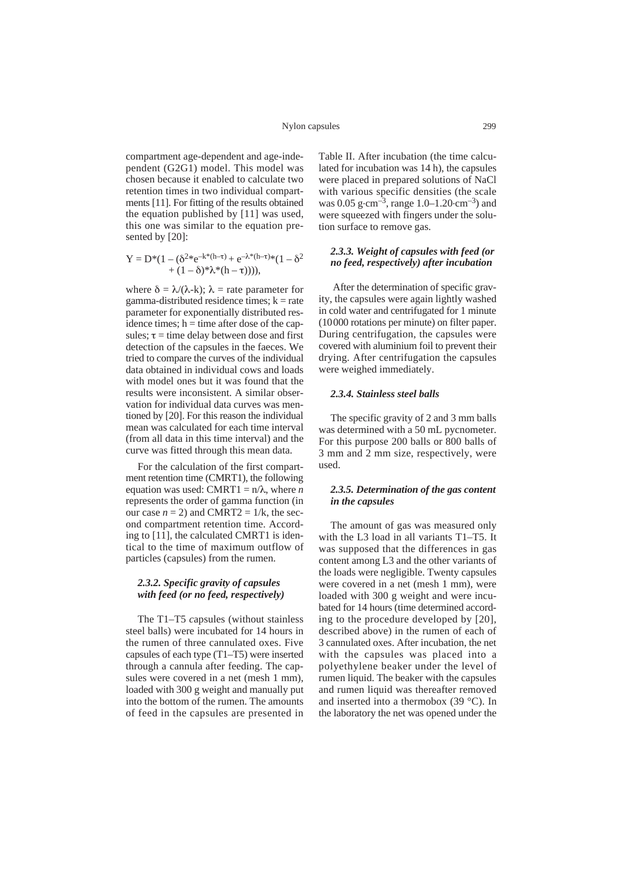compartment age-dependent and age-independent (G2G1) model. This model was chosen because it enabled to calculate two retention times in two individual compartments [11]. For fitting of the results obtained the equation published by [11] was used, this one was similar to the equation presented by [20]:

$$Y = D*(1 - (\delta^2*e^{-k*(h-\tau)} + e^{-\lambda*(h-\tau)}*(1 - \delta^2 + (1 - \delta)*\lambda*(h - \tau)))),$$

where $\delta = \lambda/(\lambda\text{-}k)$; $\lambda$ = rate parameter for gamma-distributed residence times; k = rate parameter for exponentially distributed residence times; h = time after dose of the capsules; $\tau$ = time delay between dose and first detection of the capsules in the faeces. We tried to compare the curves of the individual data obtained in individual cows and loads with model ones but it was found that the results were inconsistent. A similar observation for individual data curves was mentioned by [20]. For this reason the individual mean was calculated for each time interval (from all data in this time interval) and the curve was fitted through this mean data.

For the calculation of the first compartment retention time (CMRT1), the following equation was used: CMRT1 = $n/\lambda$, where *n* represents the order of gamma function (in our case $n = 2$) and CMRT2 = $1/k$, the second compartment retention time. According to [11], the calculated CMRT1 is identical to the time of maximum outflow of particles (capsules) from the rumen.

### *2.3.2. Specific gravity of capsules with feed (or no feed, respectively)*

The T1–T5 capsules (without stainless steel balls) were incubated for 14 hours in the rumen of three cannulated oxes. Five capsules of each type (T1–T5) were inserted through a cannula after feeding. The capsules were covered in a net (mesh 1 mm), loaded with 300 g weight and manually put into the bottom of the rumen. The amounts of feed in the capsules are presented in Table II. After incubation (the time calculated for incubation was 14 h), the capsules were placed in prepared solutions of NaCl with various specific densities (the scale was $0.05\ g \cdot cm^{-3}$, range $1.0\text{–}1.20 \cdot cm^{-3}$) and were squeezed with fingers under the solution surface to remove gas.

### *2.3.3. Weight of capsules with feed (or no feed, respectively) after incubation*

After the determination of specific gravity, the capsules were again lightly washed in cold water and centrifugated for 1 minute (10 000 rotations per minute) on filter paper. During centrifugation, the capsules were covered with aluminium foil to prevent their drying. After centrifugation the capsules were weighed immediately.

### *2.3.4. Stainless steel balls*

The specific gravity of 2 and 3 mm balls was determined with a 50 mL pycnometer. For this purpose 200 balls or 800 balls of 3 mm and 2 mm size, respectively, were used.

### *2.3.5. Determination of the gas content in the capsules*

The amount of gas was measured only with the L3 load in all variants T1–T5. It was supposed that the differences in gas content among L3 and the other variants of the loads were negligible. Twenty capsules were covered in a net (mesh 1 mm), were loaded with 300 g weight and were incubated for 14 hours (time determined according to the procedure developed by [20], described above) in the rumen of each of 3 cannulated oxes. After incubation, the net with the capsules was placed into a polyethylene beaker under the level of rumen liquid. The beaker with the capsules and rumen liquid was thereafter removed and inserted into a thermobox (39 °C). In the laboratory the net was opened under the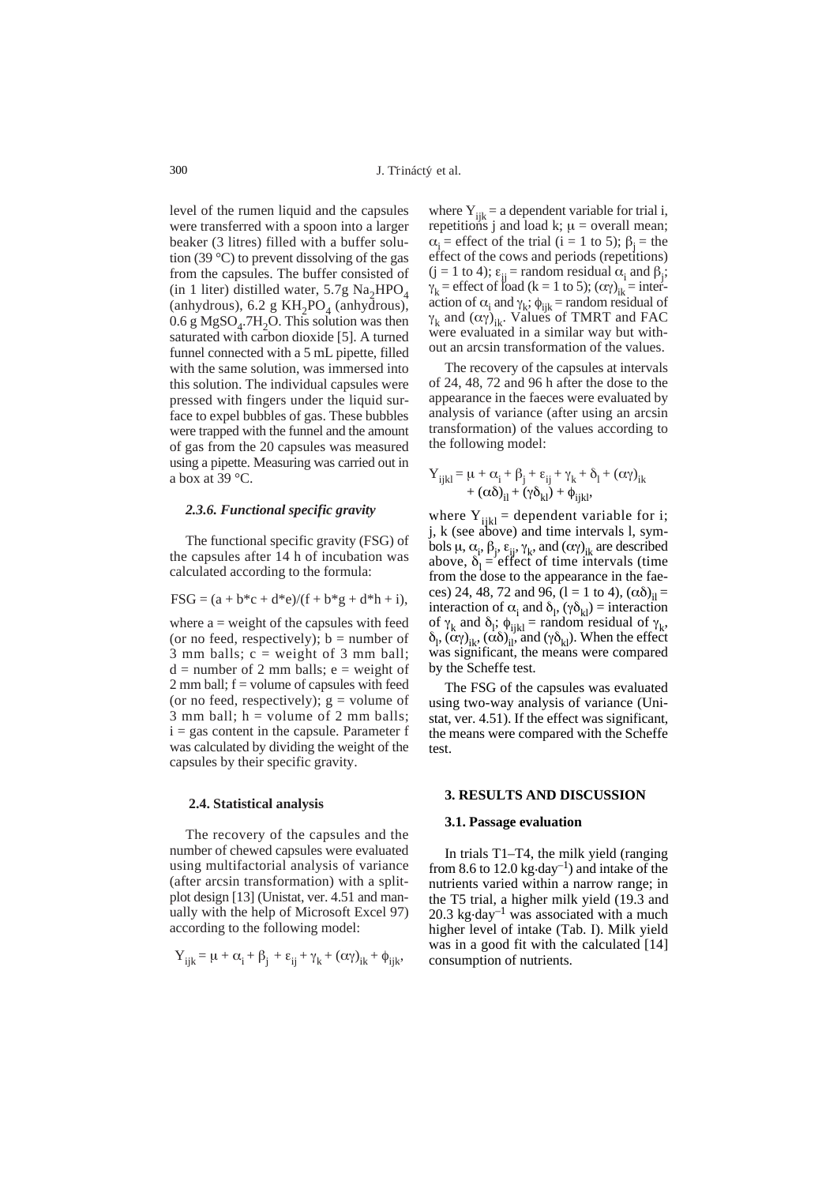level of the rumen liquid and the capsules were transferred with a spoon into a larger beaker (3 litres) filled with a buffer solution (39 °C) to prevent dissolving of the gas from the capsules. The buffer consisted of (in 1 liter) distilled water, 5.7g $Na_2HPO_4$ (anhydrous), 6.2 g $KH_2PO_4$ (anhydrous), 0.6 g $MgSO_4.7H_2O$. This solution was then saturated with carbon dioxide [5]. A turned funnel connected with a 5 mL pipette, filled with the same solution, was immersed into this solution. The individual capsules were pressed with fingers under the liquid surface to expel bubbles of gas. These bubbles were trapped with the funnel and the amount of gas from the 20 capsules was measured using a pipette. Measuring was carried out in a box at 39 °C.

#### *2.3.6. Functional specific gravity*

The functional specific gravity (FSG) of the capsules after 14 h of incubation was calculated according to the formula:

$$FSG = (a + b*c + d*e)/(f + b*g + d*h + i),$$

where a = weight of the capsules with feed (or no feed, respectively); b = number of 3 mm balls; c = weight of 3 mm ball; d = number of 2 mm balls; e = weight of 2 mm ball; f = volume of capsules with feed (or no feed, respectively); g = volume of 3 mm ball; h = volume of 2 mm balls; i = gas content in the capsule. Parameter f was calculated by dividing the weight of the capsules by their specific gravity.

### 2.4. Statistical analysis

The recovery of the capsules and the number of chewed capsules were evaluated using multifactorial analysis of variance (after arcsin transformation) with a split-plot design [13] (Unistat, ver. 4.51 and manually with the help of Microsoft Excel 97) according to the following model:

$$Y_{ijk} = \mu + \alpha_i + \beta_j + \varepsilon_{ij} + \gamma_k + (\alpha\gamma)_{ik} + \phi_{ijk},$$

where $Y_{ijk}$ = a dependent variable for trial i, repetitions j and load k; $\mu$ = overall mean; $\alpha_i$ = effect of the trial (i = 1 to 5); $\beta_j$ = the effect of the cows and periods (repetitions) (j = 1 to 4); $\varepsilon_{ij}$ = random residual $\alpha_i$ and $\beta_j$; $\gamma_k$ = effect of load (k = 1 to 5); $(\alpha\gamma)_{ik}$ = interaction of $\alpha_i$ and $\gamma_k$; $\phi_{ijk}$ = random residual of $\gamma_k$ and $(\alpha\gamma)_{ik}$. Values of TMRT and FAC were evaluated in a similar way but without an arcsin transformation of the values.

The recovery of the capsules at intervals of 24, 48, 72 and 96 h after the dose to the appearance in the faeces were evaluated by analysis of variance (after using an arcsin transformation) of the values according to the following model:

$$Y_{ijkl} = \mu + \alpha_i + \beta_j + \varepsilon_{ij} + \gamma_k + \delta_l + (\alpha\gamma)_{ik} + (\alpha\delta)_{il} + (\gamma\delta_{kl}) + \phi_{ijkl},$$

where $Y_{ijkl}$ = dependent variable for i; j, k (see above) and time intervals l, symbols $\mu$, $\alpha_i$, $\beta_j$, $\varepsilon_{ij}$, $\gamma_k$, and $(\alpha\gamma)_{ik}$ are described above, $\delta_l$ = effect of time intervals (time from the dose to the appearance in the faeces) 24, 48, 72 and 96, (l = 1 to 4), $(\alpha\delta)_{il}$ = interaction of $\alpha_i$ and $\delta_l$, $(\gamma\delta_{kl})$ = interaction of $\gamma_k$ and $\delta_l$; $\phi_{ijkl}$ = random residual of $\gamma_k$, $\delta_l$, $(\alpha\gamma)_{ik}$, $(\alpha\delta)_{il}$, and $(\gamma\delta_{kl})$. When the effect was significant, the means were compared by the Scheffe test.

The FSG of the capsules was evaluated using two-way analysis of variance (Unistat, ver. 4.51). If the effect was significant, the means were compared with the Scheffe test.

## 3. RESULTS AND DISCUSSION

### 3.1. Passage evaluation

In trials T1–T4, the milk yield (ranging from 8.6 to 12.0 $kg \cdot day^{-1}$) and intake of the nutrients varied within a narrow range; in the T5 trial, a higher milk yield (19.3 and 20.3 $kg \cdot day^{-1}$ was associated with a much higher level of intake (Tab. I). Milk yield was in a good fit with the calculated [14] consumption of nutrients.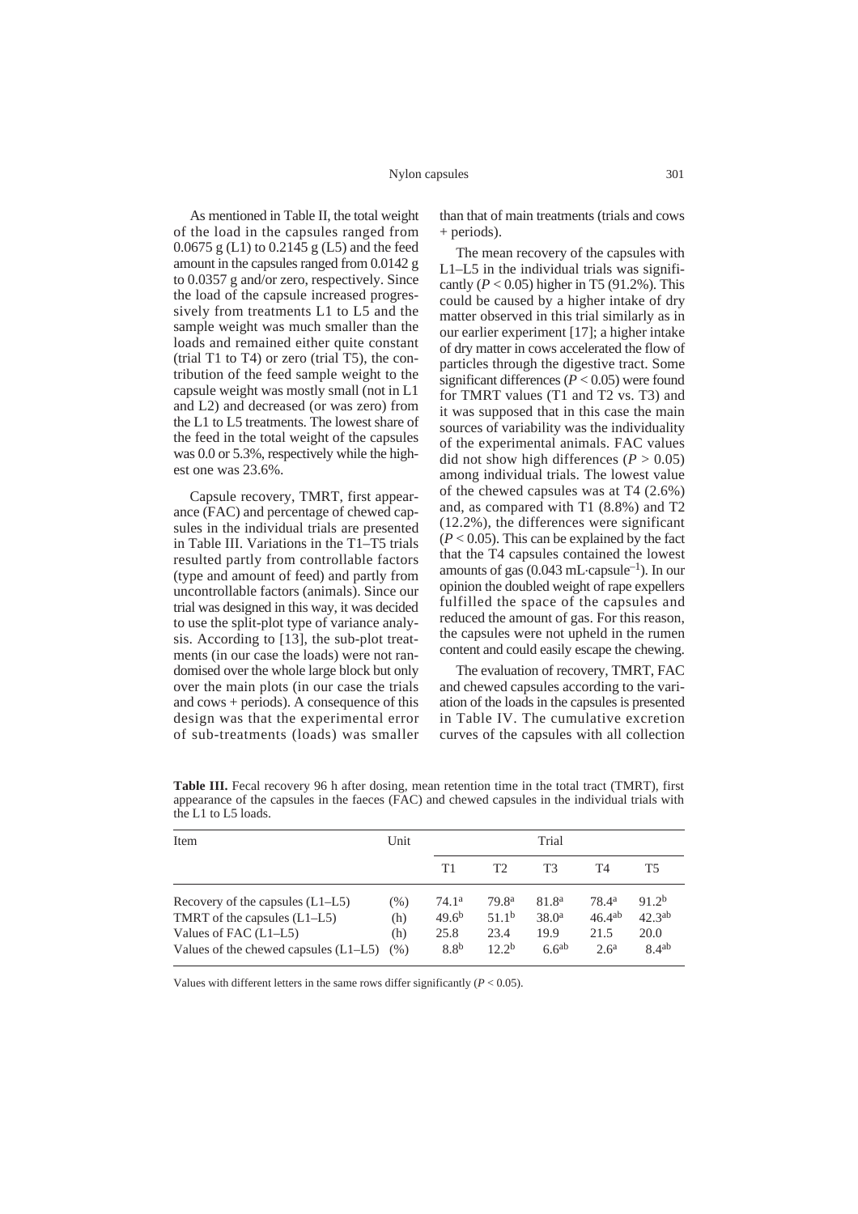As mentioned in Table II, the total weight of the load in the capsules ranged from 0.0675 g (L1) to 0.2145 g (L5) and the feed amount in the capsules ranged from 0.0142 g to 0.0357 g and/or zero, respectively. Since the load of the capsule increased progressively from treatments L1 to L5 and the sample weight was much smaller than the loads and remained either quite constant (trial T1 to T4) or zero (trial T5), the contribution of the feed sample weight to the capsule weight was mostly small (not in L1 and L2) and decreased (or was zero) from the L1 to L5 treatments. The lowest share of the feed in the total weight of the capsules was 0.0 or 5.3%, respectively while the highest one was 23.6%.

Capsule recovery, TMRT, first appearance (FAC) and percentage of chewed capsules in the individual trials are presented in Table III. Variations in the T1–T5 trials resulted partly from controllable factors (type and amount of feed) and partly from uncontrollable factors (animals). Since our trial was designed in this way, it was decided to use the split-plot type of variance analysis. According to [13], the sub-plot treatments (in our case the loads) were not randomised over the whole large block but only over the main plots (in our case the trials and cows + periods). A consequence of this design was that the experimental error of sub-treatments (loads) was smaller than that of main treatments (trials and cows + periods).

The mean recovery of the capsules with L1–L5 in the individual trials was significantly ($P < 0.05$) higher in T5 (91.2%). This could be caused by a higher intake of dry matter observed in this trial similarly as in our earlier experiment [17]; a higher intake of dry matter in cows accelerated the flow of particles through the digestive tract. Some significant differences ($P < 0.05$) were found for TMRT values (T1 and T2 vs. T3) and it was supposed that in this case the main sources of variability was the individuality of the experimental animals. FAC values did not show high differences ($P > 0.05$) among individual trials. The lowest value of the chewed capsules was at T4 (2.6%) and, as compared with T1 (8.8%) and T2 (12.2%), the differences were significant ($P < 0.05$). This can be explained by the fact that the T4 capsules contained the lowest amounts of gas (0.043 mL·capsule$^{-1}$). In our opinion the doubled weight of rape expellers fulfilled the space of the capsules and reduced the amount of gas. For this reason, the capsules were not upheld in the rumen content and could easily escape the chewing.

The evaluation of recovery, TMRT, FAC and chewed capsules according to the variation of the loads in the capsules is presented in Table IV. The cumulative excretion curves of the capsules with all collection

**Table III.** Fecal recovery 96 h after dosing, mean retention time in the total tract (TMRT), first appearance of the capsules in the faeces (FAC) and chewed capsules in the individual trials with the L1 to L5 loads.

| Item | Unit | Trial | | | | |
|---|---|---|---|---|---|---|
| | | T1 | T2 | T3 | T4 | T5 |
| Recovery of the capsules (L1–L5) | (%) | 74.1$^{a}$ | 79.8$^{a}$ | 81.8$^{a}$ | 78.4$^{a}$ | 91.2$^{b}$ |
| TMRT of the capsules (L1–L5) | (h) | 49.6$^{b}$ | 51.1$^{b}$ | 38.0$^{a}$ | 46.4$^{ab}$ | 42.3$^{ab}$ |
| Values of FAC (L1–L5) | (h) | 25.8 | 23.4 | 19.9 | 21.5 | 20.0 |
| Values of the chewed capsules (L1–L5) | (%) | 8.8$^{b}$ | 12.2$^{b}$ | 6.6$^{ab}$ | 2.6$^{a}$ | 8.4$^{ab}$ |

Values with different letters in the same rows differ significantly ($P < 0.05$).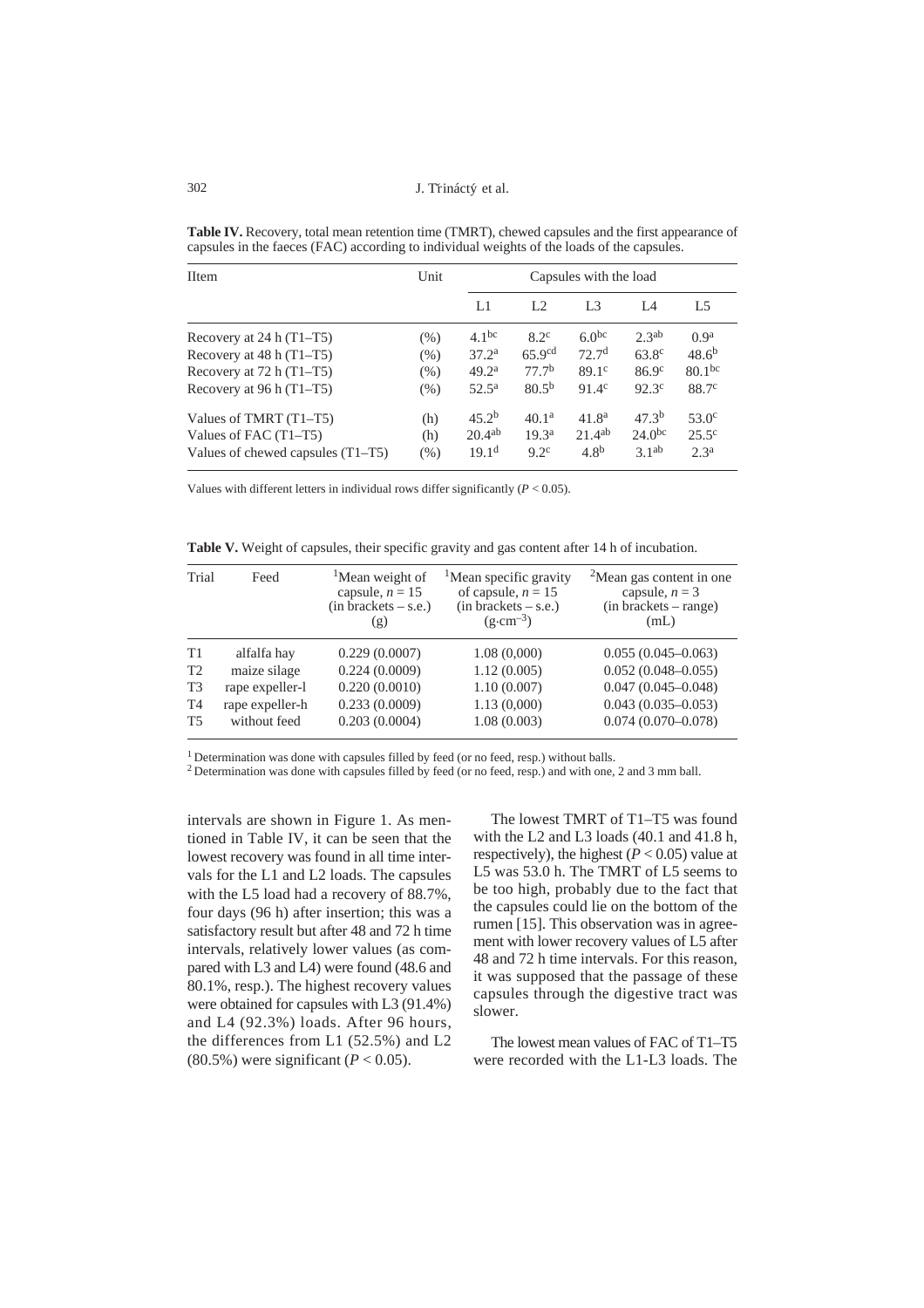**Table IV.** Recovery, total mean retention time (TMRT), chewed capsules and the first appearance of capsules in the faeces (FAC) according to individual weights of the loads of the capsules.

| IItem | Unit | Capsules with the load | | | | |
|---|---|---|---|---|---|---|
| | | L1 | L2 | L3 | L4 | L5 |
| Recovery at 24 h (T1–T5) | (%) | $4.1^{bc}$ | $8.2^{c}$ | $6.0^{bc}$ | $2.3^{ab}$ | $0.9^{a}$ |
| Recovery at 48 h (T1–T5) | (%) | $37.2^{a}$ | $65.9^{cd}$ | $72.7^{d}$ | $63.8^{c}$ | $48.6^{b}$ |
| Recovery at 72 h (T1–T5) | (%) | $49.2^{a}$ | $77.7^{b}$ | $89.1^{c}$ | $86.9^{c}$ | $80.1^{bc}$ |
| Recovery at 96 h (T1–T5) | (%) | $52.5^{a}$ | $80.5^{b}$ | $91.4^{c}$ | $92.3^{c}$ | $88.7^{c}$ |
| Values of TMRT (T1–T5) | (h) | $45.2^{b}$ | $40.1^{a}$ | $41.8^{a}$ | $47.3^{b}$ | $53.0^{c}$ |
| Values of FAC (T1–T5) | (h) | $20.4^{ab}$ | $19.3^{a}$ | $21.4^{ab}$ | $24.0^{bc}$ | $25.5^{c}$ |
| Values of chewed capsules (T1–T5) | (%) | $19.1^{d}$ | $9.2^{c}$ | $4.8^{b}$ | $3.1^{ab}$ | $2.3^{a}$ |

Values with different letters in individual rows differ significantly ($P < 0.05$).

**Table V.** Weight of capsules, their specific gravity and gas content after 14 h of incubation.

| Trial | Feed | [1]Mean weight of capsule, $n = 15$ (in brackets – s.e.) (g) | [1]Mean specific gravity of capsule, $n = 15$ (in brackets – s.e.) ($g \cdot cm^{-3}$) | [2]Mean gas content in one capsule, $n = 3$ (in brackets – range) (mL) |
|---|---|---|---|---|
| T1 | alfalfa hay | 0.229 (0.0007) | 1.08 (0,000) | 0.055 (0.045–0.063) |
| T2 | maize silage | 0.224 (0.0009) | 1.12 (0.005) | 0.052 (0.048–0.055) |
| T3 | rape expeller-l | 0.220 (0.0010) | 1.10 (0.007) | 0.047 (0.045–0.048) |
| T4 | rape expeller-h | 0.233 (0.0009) | 1.13 (0,000) | 0.043 (0.035–0.053) |
| T5 | without feed | 0.203 (0.0004) | 1.08 (0.003) | 0.074 (0.070–0.078) |

[1] Determination was done with capsules filled by feed (or no feed, resp.) without balls.
[2] Determination was done with capsules filled by feed (or no feed, resp.) and with one, 2 and 3 mm ball.

intervals are shown in Figure 1. As mentioned in Table IV, it can be seen that the lowest recovery was found in all time intervals for the L1 and L2 loads. The capsules with the L5 load had a recovery of 88.7%, four days (96 h) after insertion; this was a satisfactory result but after 48 and 72 h time intervals, relatively lower values (as compared with L3 and L4) were found (48.6 and 80.1%, resp.). The highest recovery values were obtained for capsules with L3 (91.4%) and L4 (92.3%) loads. After 96 hours, the differences from L1 (52.5%) and L2 (80.5%) were significant ($P < 0.05$).

The lowest TMRT of T1–T5 was found with the L2 and L3 loads (40.1 and 41.8 h, respectively), the highest ($P < 0.05$) value at L5 was 53.0 h. The TMRT of L5 seems to be too high, probably due to the fact that the capsules could lie on the bottom of the rumen [15]. This observation was in agreement with lower recovery values of L5 after 48 and 72 h time intervals. For this reason, it was supposed that the passage of these capsules through the digestive tract was slower.

The lowest mean values of FAC of T1–T5 were recorded with the L1-L3 loads. The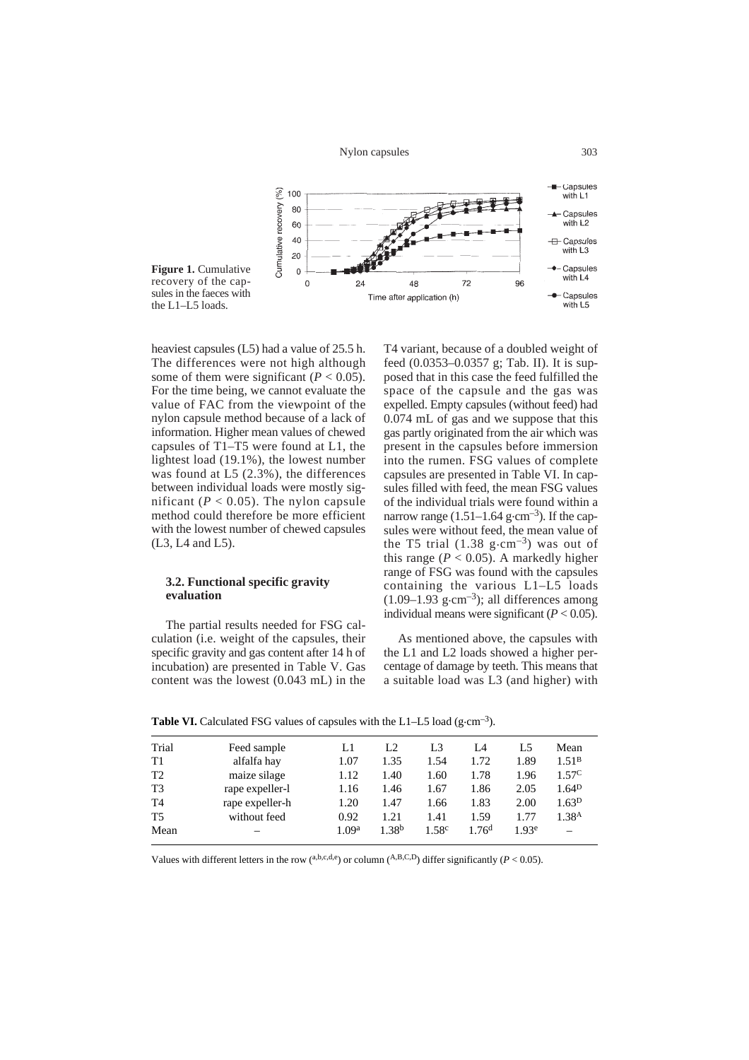Figure 1. Cumulative recovery of the capsules in the faeces with the L1–L5 loads.

heaviest capsules (L5) had a value of 25.5 h. The differences were not high although some of them were significant ($P < 0.05$). For the time being, we cannot evaluate the value of FAC from the viewpoint of the nylon capsule method because of a lack of information. Higher mean values of chewed capsules of T1–T5 were found at L1, the lightest load (19.1%), the lowest number was found at L5 (2.3%), the differences between individual loads were mostly significant ($P < 0.05$). The nylon capsule method could therefore be more efficient with the lowest number of chewed capsules (L3, L4 and L5).

### 3.2. Functional specific gravity evaluation

The partial results needed for FSG calculation (i.e. weight of the capsules, their specific gravity and gas content after 14 h of incubation) are presented in Table V. Gas content was the lowest (0.043 mL) in the T4 variant, because of a doubled weight of feed (0.0353–0.0357 g; Tab. II). It is supposed that in this case the feed fulfilled the space of the capsule and the gas was expelled. Empty capsules (without feed) had 0.074 mL of gas and we suppose that this gas partly originated from the air which was present in the capsules before immersion into the rumen. FSG values of complete capsules are presented in Table VI. In capsules filled with feed, the mean FSG values of the individual trials were found within a narrow range (1.51–1.64 $g \cdot cm^{-3}$). If the capsules were without feed, the mean value of the T5 trial (1.38 $g \cdot cm^{-3}$) was out of this range ($P < 0.05$). A markedly higher range of FSG was found with the capsules containing the various L1–L5 loads (1.09–1.93 $g \cdot cm^{-3}$); all differences among individual means were significant ($P < 0.05$).

As mentioned above, the capsules with the L1 and L2 loads showed a higher percentage of damage by teeth. This means that a suitable load was L3 (and higher) with

**Table VI.** Calculated FSG values of capsules with the L1–L5 load ($g \cdot cm^{-3}$).

| Trial | Feed sample | L1 | L2 | L3 | L4 | L5 | Mean |
|---|---|---|---|---|---|---|---|
| T1 | alfalfa hay | 1.07 | 1.35 | 1.54 | 1.72 | 1.89 | $1.51^{B}$ |
| T2 | maize silage | 1.12 | 1.40 | 1.60 | 1.78 | 1.96 | $1.57^{C}$ |
| T3 | rape expeller-l | 1.16 | 1.46 | 1.67 | 1.86 | 2.05 | $1.64^{D}$ |
| T4 | rape expeller-h | 1.20 | 1.47 | 1.66 | 1.83 | 2.00 | $1.63^{D}$ |
| T5 | without feed | 0.92 | 1.21 | 1.41 | 1.59 | 1.77 | $1.38^{A}$ |
| Mean | – | $1.09^{a}$ | $1.38^{b}$ | $1.58^{c}$ | $1.76^{d}$ | $1.93^{e}$ | – |

Values with different letters in the row ($^{a,b,c,d,e}$) or column ($^{A,B,C,D}$) differ significantly ($P < 0.05$).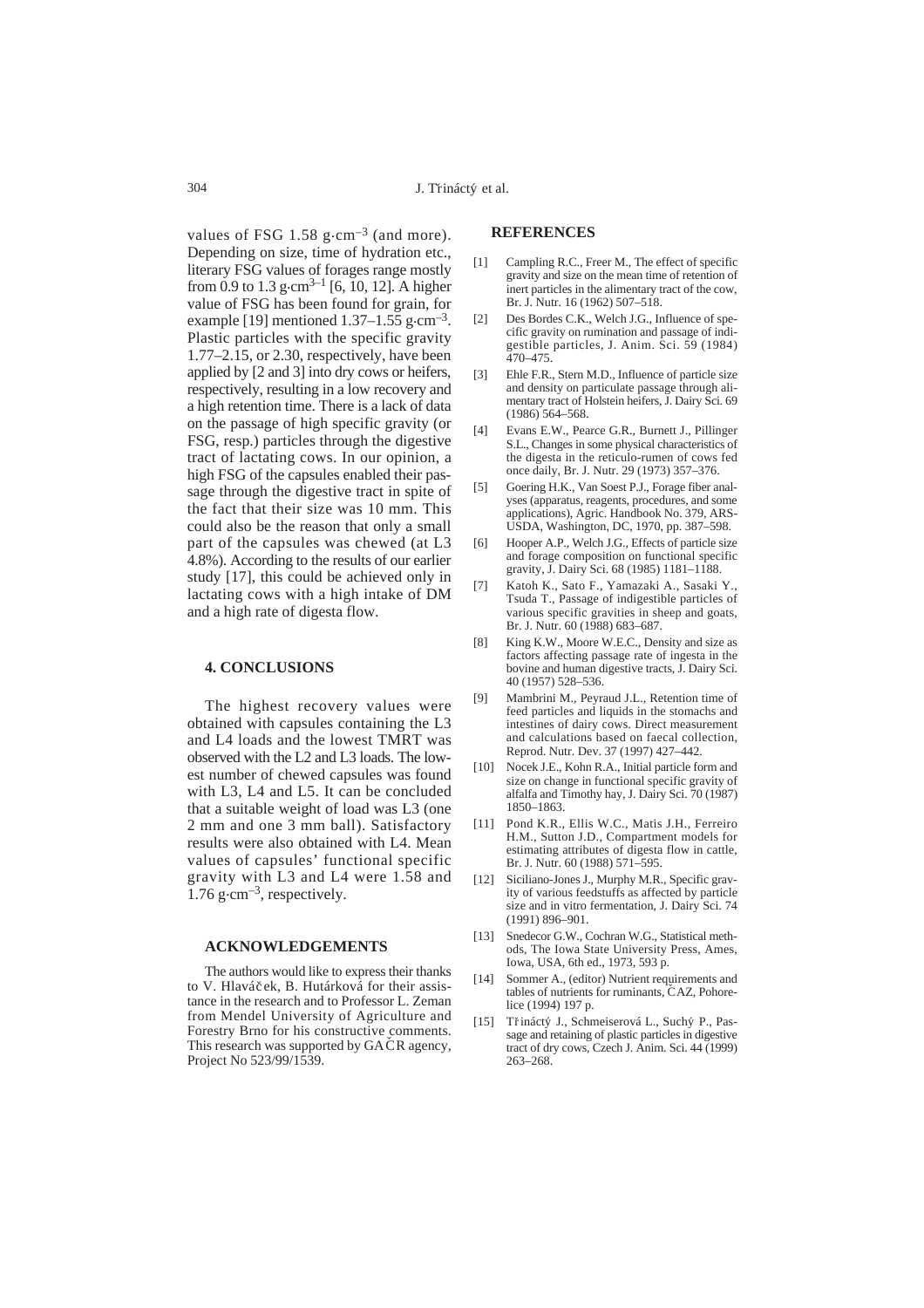values of FSG 1.58 g·cm$^{-3}$ (and more). Depending on size, time of hydration etc., literary FSG values of forages range mostly from 0.9 to 1.3 g·cm$^{3-1}$ [6, 10, 12]. A higher value of FSG has been found for grain, for example [19] mentioned 1.37–1.55 g·cm$^{-3}$. Plastic particles with the specific gravity 1.77–2.15, or 2.30, respectively, have been applied by [2 and 3] into dry cows or heifers, respectively, resulting in a low recovery and a high retention time. There is a lack of data on the passage of high specific gravity (or FSG, resp.) particles through the digestive tract of lactating cows. In our opinion, a high FSG of the capsules enabled their passage through the digestive tract in spite of the fact that their size was 10 mm. This could also be the reason that only a small part of the capsules was chewed (at L3 4.8%). According to the results of our earlier study [17], this could be achieved only in lactating cows with a high intake of DM and a high rate of digesta flow.

## 4. CONCLUSIONS

The highest recovery values were obtained with capsules containing the L3 and L4 loads and the lowest TMRT was observed with the L2 and L3 loads. The lowest number of chewed capsules was found with L3, L4 and L5. It can be concluded that a suitable weight of load was L3 (one 2 mm and one 3 mm ball). Satisfactory results were also obtained with L4. Mean values of capsules' functional specific gravity with L3 and L4 were 1.58 and 1.76 g·cm$^{-3}$, respectively.

## ACKNOWLEDGEMENTS

The authors would like to express their thanks to V. Hlaváček, B. Hutárková for their assistance in the research and to Professor L. Zeman from Mendel University of Agriculture and Forestry Brno for his constructive comments. This research was supported by GAČR agency, Project No 523/99/1539.

## REFERENCES

[1] Campling R.C., Freer M., The effect of specific gravity and size on the mean time of retention of inert particles in the alimentary tract of the cow, Br. J. Nutr. 16 (1962) 507–518.

[2] Des Bordes C.K., Welch J.G., Influence of specific gravity on rumination and passage of indigestible particles, J. Anim. Sci. 59 (1984) 470–475.

[3] Ehle F.R., Stern M.D., Influence of particle size and density on particulate passage through alimentary tract of Holstein heifers, J. Dairy Sci. 69 (1986) 564–568.

[4] Evans E.W., Pearce G.R., Burnett J., Pillinger S.L., Changes in some physical characteristics of the digesta in the reticulo-rumen of cows fed once daily, Br. J. Nutr. 29 (1973) 357–376.

[5] Goering H.K., Van Soest P.J., Forage fiber analyses (apparatus, reagents, procedures, and some applications), Agric. Handbook No. 379, ARS-USDA, Washington, DC, 1970, pp. 387–598.

[6] Hooper A.P., Welch J.G., Effects of particle size and forage composition on functional specific gravity, J. Dairy Sci. 68 (1985) 1181–1188.

[7] Katoh K., Sato F., Yamazaki A., Sasaki Y., Tsuda T., Passage of indigestible particles of various specific gravities in sheep and goats, Br. J. Nutr. 60 (1988) 683–687.

[8] King K.W., Moore W.E.C., Density and size as factors affecting passage rate of ingesta in the bovine and human digestive tracts, J. Dairy Sci. 40 (1957) 528–536.

[9] Mambrini M., Peyraud J.L., Retention time of feed particles and liquids in the stomachs and intestines of dairy cows. Direct measurement and calculations based on faecal collection, Reprod. Nutr. Dev. 37 (1997) 427–442.

[10] Nocek J.E., Kohn R.A., Initial particle form and size on change in functional specific gravity of alfalfa and Timothy hay, J. Dairy Sci. 70 (1987) 1850–1863.

[11] Pond K.R., Ellis W.C., Matis J.H., Ferreiro H.M., Sutton J.D., Compartment models for estimating attributes of digesta flow in cattle, Br. J. Nutr. 60 (1988) 571–595.

[12] Siciliano-Jones J., Murphy M.R., Specific gravity of various feedstuffs as affected by particle size and in vitro fermentation, J. Dairy Sci. 74 (1991) 896–901.

[13] Snedecor G.W., Cochran W.G., Statistical methods, The Iowa State University Press, Ames, Iowa, USA, 6th ed., 1973, 593 p.

[14] Sommer A., (editor) Nutrient requirements and tables of nutrients for ruminants, ČAZ, Pohořelice (1994) 197 p.

[15] Třináctý J., Schmeiserová L., Suchý P., Passage and retaining of plastic particles in digestive tract of dry cows, Czech J. Anim. Sci. 44 (1999) 263–268.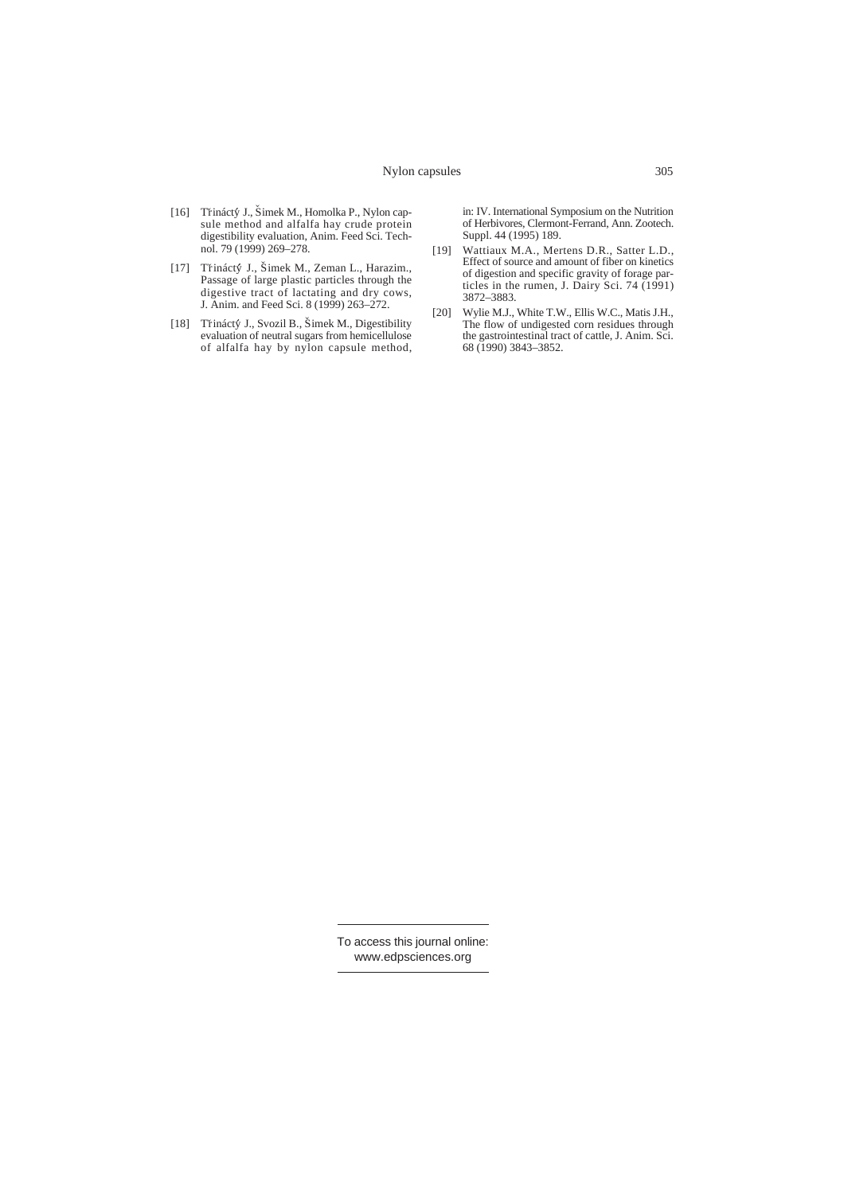[16] Třináctý J., Šimek M., Homolka P., Nylon capsule method and alfalfa hay crude protein digestibility evaluation, Anim. Feed Sci. Technol. 79 (1999) 269–278.

[17] Třináctý J., Šimek M., Zeman L., Harazim., Passage of large plastic particles through the digestive tract of lactating and dry cows, J. Anim. and Feed Sci. 8 (1999) 263–272.

[18] Třináctý J., Svozil B., Šimek M., Digestibility evaluation of neutral sugars from hemicellulose of alfalfa hay by nylon capsule method, in: IV. International Symposium on the Nutrition of Herbivores, Clermont-Ferrand, Ann. Zootech. Suppl. 44 (1995) 189.

[19] Wattiaux M.A., Mertens D.R., Satter L.D., Effect of source and amount of fiber on kinetics of digestion and specific gravity of forage particles in the rumen, J. Dairy Sci. 74 (1991) 3872–3883.

[20] Wylie M.J., White T.W., Ellis W.C., Matis J.H., The flow of undigested corn residues through the gastrointestinal tract of cattle, J. Anim. Sci. 68 (1990) 3843–3852.

To access this journal online:
www.edpsciences.org